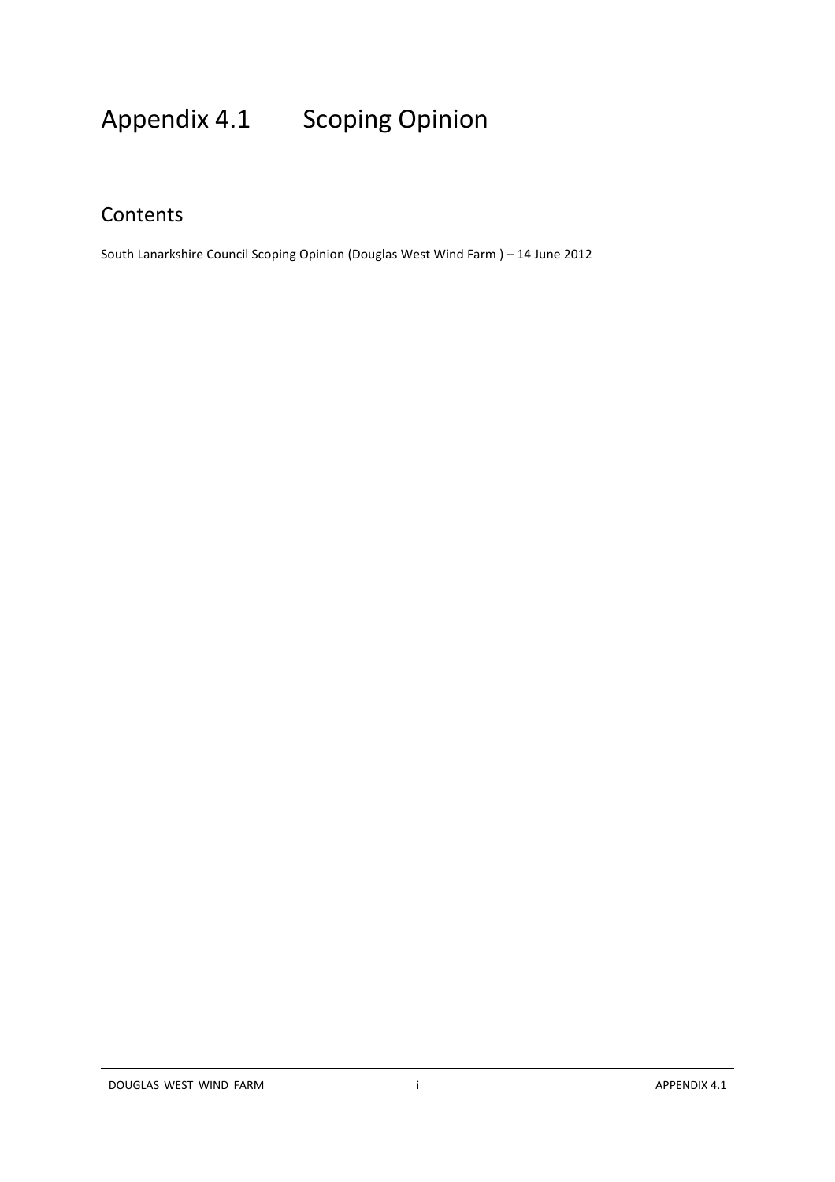# Appendix 4.1 Scoping Opinion

## Contents

South Lanarkshire Council Scoping Opinion (Douglas West Wind Farm ) – 14 June 2012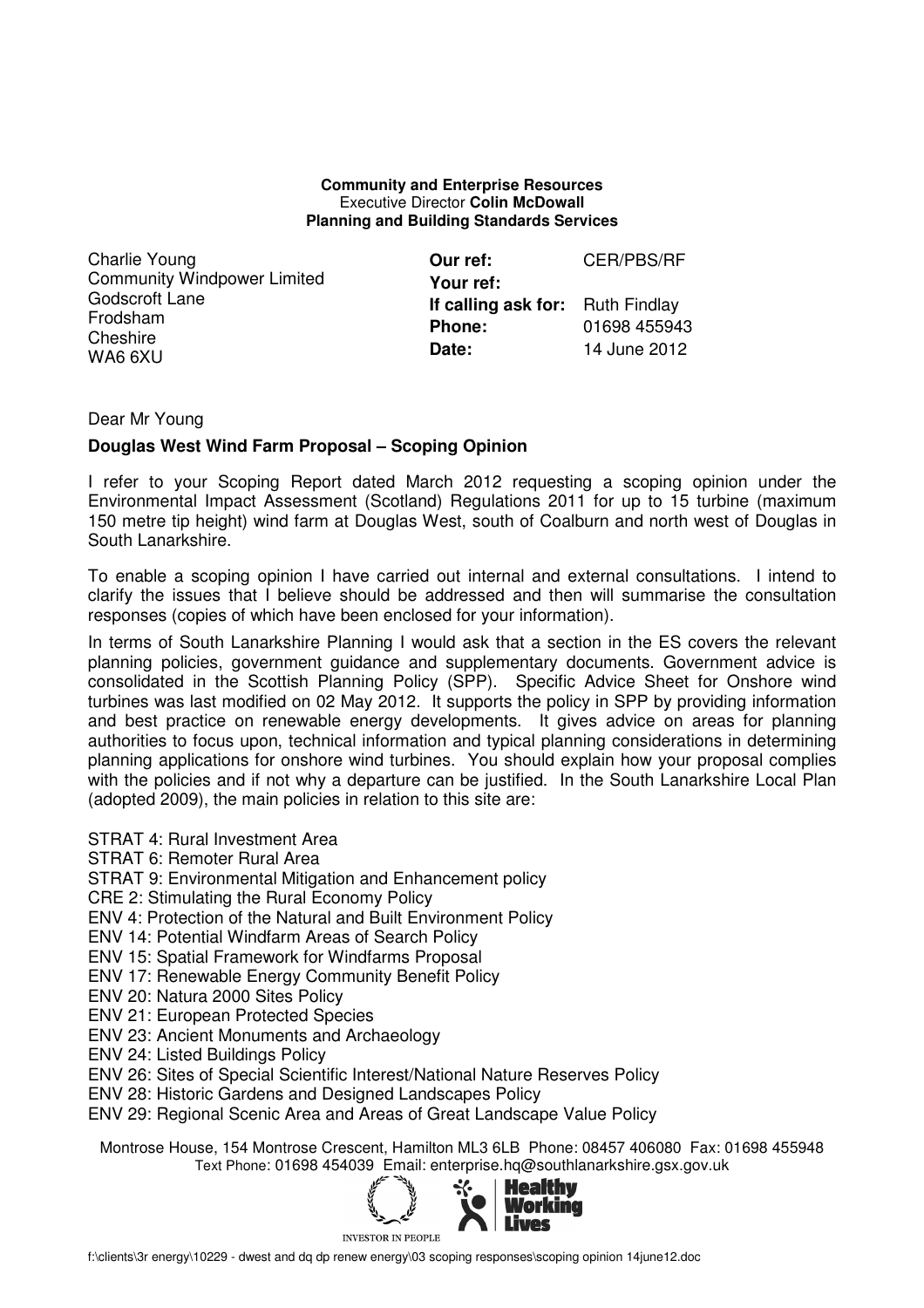**Community and Enterprise Resources**
Executive Director **Colin McDowall**
**Planning and Building Standards Services**

Charlie Young
Community Windpower Limited
Godscroft Lane
Frodsham
Cheshire
WA6 6XU

| | |
|---|---|
| **Our ref:** | CER/PBS/RF |
| **Your ref:** | |
| **If calling ask for:** | Ruth Findlay |
| **Phone:** | 01698 455943 |
| **Date:** | 14 June 2012 |

Dear Mr Young

**Douglas West Wind Farm Proposal – Scoping Opinion**

I refer to your Scoping Report dated March 2012 requesting a scoping opinion under the Environmental Impact Assessment (Scotland) Regulations 2011 for up to 15 turbine (maximum 150 metre tip height) wind farm at Douglas West, south of Coalburn and north west of Douglas in South Lanarkshire.

To enable a scoping opinion I have carried out internal and external consultations. I intend to clarify the issues that I believe should be addressed and then will summarise the consultation responses (copies of which have been enclosed for your information).

In terms of South Lanarkshire Planning I would ask that a section in the ES covers the relevant planning policies, government guidance and supplementary documents. Government advice is consolidated in the Scottish Planning Policy (SPP). Specific Advice Sheet for Onshore wind turbines was last modified on 02 May 2012. It supports the policy in SPP by providing information and best practice on renewable energy developments. It gives advice on areas for planning authorities to focus upon, technical information and typical planning considerations in determining planning applications for onshore wind turbines. You should explain how your proposal complies with the policies and if not why a departure can be justified. In the South Lanarkshire Local Plan (adopted 2009), the main policies in relation to this site are:

STRAT 4: Rural Investment Area
STRAT 6: Remoter Rural Area
STRAT 9: Environmental Mitigation and Enhancement policy
CRE 2: Stimulating the Rural Economy Policy
ENV 4: Protection of the Natural and Built Environment Policy
ENV 14: Potential Windfarm Areas of Search Policy
ENV 15: Spatial Framework for Windfarms Proposal
ENV 17: Renewable Energy Community Benefit Policy
ENV 20: Natura 2000 Sites Policy
ENV 21: European Protected Species
ENV 23: Ancient Monuments and Archaeology
ENV 24: Listed Buildings Policy
ENV 26: Sites of Special Scientific Interest/National Nature Reserves Policy
ENV 28: Historic Gardens and Designed Landscapes Policy
ENV 29: Regional Scenic Area and Areas of Great Landscape Value Policy

Montrose House, 154 Montrose Crescent, Hamilton ML3 6LB Phone: 08457 406080 Fax: 01698 455948
Text Phone: 01698 454039 Email: enterprise.hq@southlanarkshire.gsx.gov.uk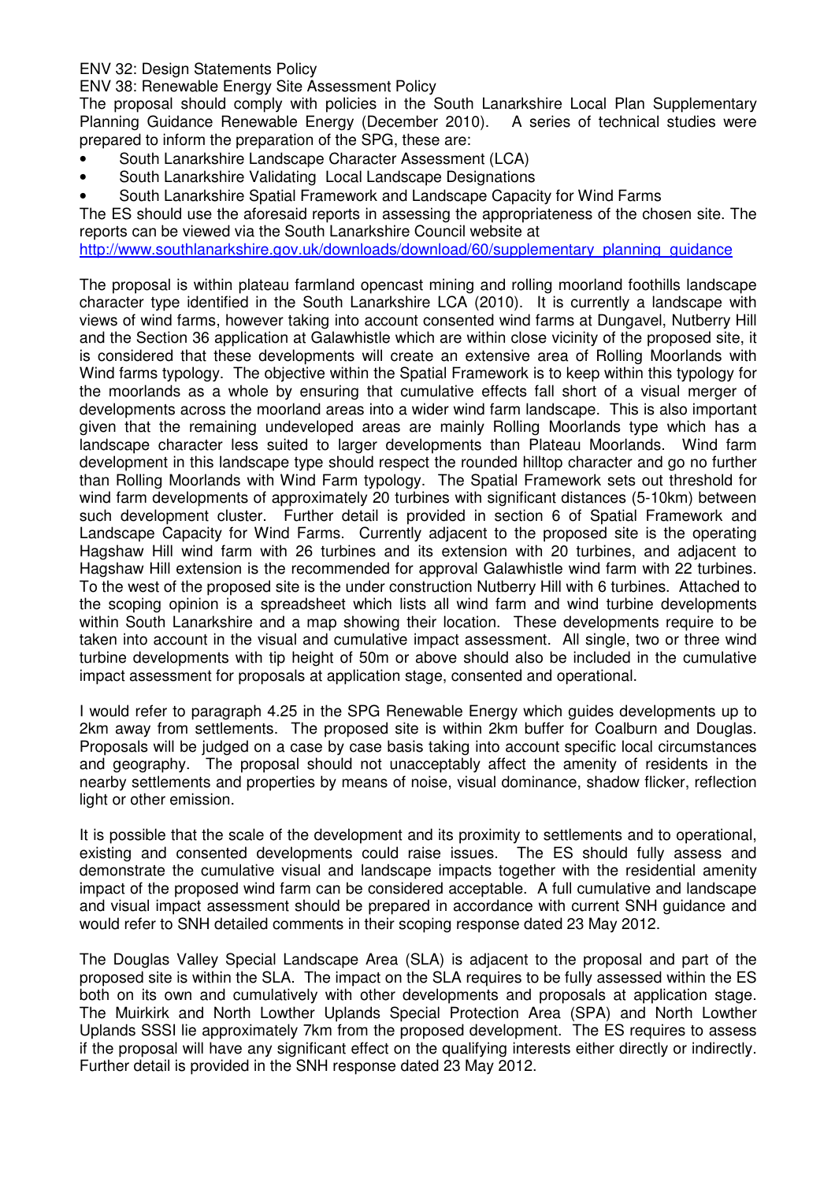ENV 32: Design Statements Policy
ENV 38: Renewable Energy Site Assessment Policy
The proposal should comply with policies in the South Lanarkshire Local Plan Supplementary Planning Guidance Renewable Energy (December 2010). A series of technical studies were prepared to inform the preparation of the SPG, these are:

- South Lanarkshire Landscape Character Assessment (LCA)
- South Lanarkshire Validating Local Landscape Designations
- South Lanarkshire Spatial Framework and Landscape Capacity for Wind Farms

The ES should use the aforesaid reports in assessing the appropriateness of the chosen site. The reports can be viewed via the South Lanarkshire Council website at
http://www.southlanarkshire.gov.uk/downloads/download/60/supplementary_planning_guidance

The proposal is within plateau farmland opencast mining and rolling moorland foothills landscape character type identified in the South Lanarkshire LCA (2010). It is currently a landscape with views of wind farms, however taking into account consented wind farms at Dungavel, Nutberry Hill and the Section 36 application at Galawhistle which are within close vicinity of the proposed site, it is considered that these developments will create an extensive area of Rolling Moorlands with Wind farms typology. The objective within the Spatial Framework is to keep within this typology for the moorlands as a whole by ensuring that cumulative effects fall short of a visual merger of developments across the moorland areas into a wider wind farm landscape. This is also important given that the remaining undeveloped areas are mainly Rolling Moorlands type which has a landscape character less suited to larger developments than Plateau Moorlands. Wind farm development in this landscape type should respect the rounded hilltop character and go no further than Rolling Moorlands with Wind Farm typology. The Spatial Framework sets out threshold for wind farm developments of approximately 20 turbines with significant distances (5-10km) between such development cluster. Further detail is provided in section 6 of Spatial Framework and Landscape Capacity for Wind Farms. Currently adjacent to the proposed site is the operating Hagshaw Hill wind farm with 26 turbines and its extension with 20 turbines, and adjacent to Hagshaw Hill extension is the recommended for approval Galawhistle wind farm with 22 turbines. To the west of the proposed site is the under construction Nutberry Hill with 6 turbines. Attached to the scoping opinion is a spreadsheet which lists all wind farm and wind turbine developments within South Lanarkshire and a map showing their location. These developments require to be taken into account in the visual and cumulative impact assessment. All single, two or three wind turbine developments with tip height of 50m or above should also be included in the cumulative impact assessment for proposals at application stage, consented and operational.

I would refer to paragraph 4.25 in the SPG Renewable Energy which guides developments up to 2km away from settlements. The proposed site is within 2km buffer for Coalburn and Douglas. Proposals will be judged on a case by case basis taking into account specific local circumstances and geography. The proposal should not unacceptably affect the amenity of residents in the nearby settlements and properties by means of noise, visual dominance, shadow flicker, reflection light or other emission.

It is possible that the scale of the development and its proximity to settlements and to operational, existing and consented developments could raise issues. The ES should fully assess and demonstrate the cumulative visual and landscape impacts together with the residential amenity impact of the proposed wind farm can be considered acceptable. A full cumulative and landscape and visual impact assessment should be prepared in accordance with current SNH guidance and would refer to SNH detailed comments in their scoping response dated 23 May 2012.

The Douglas Valley Special Landscape Area (SLA) is adjacent to the proposal and part of the proposed site is within the SLA. The impact on the SLA requires to be fully assessed within the ES both on its own and cumulatively with other developments and proposals at application stage. The Muirkirk and North Lowther Uplands Special Protection Area (SPA) and North Lowther Uplands SSSI lie approximately 7km from the proposed development. The ES requires to assess if the proposal will have any significant effect on the qualifying interests either directly or indirectly. Further detail is provided in the SNH response dated 23 May 2012.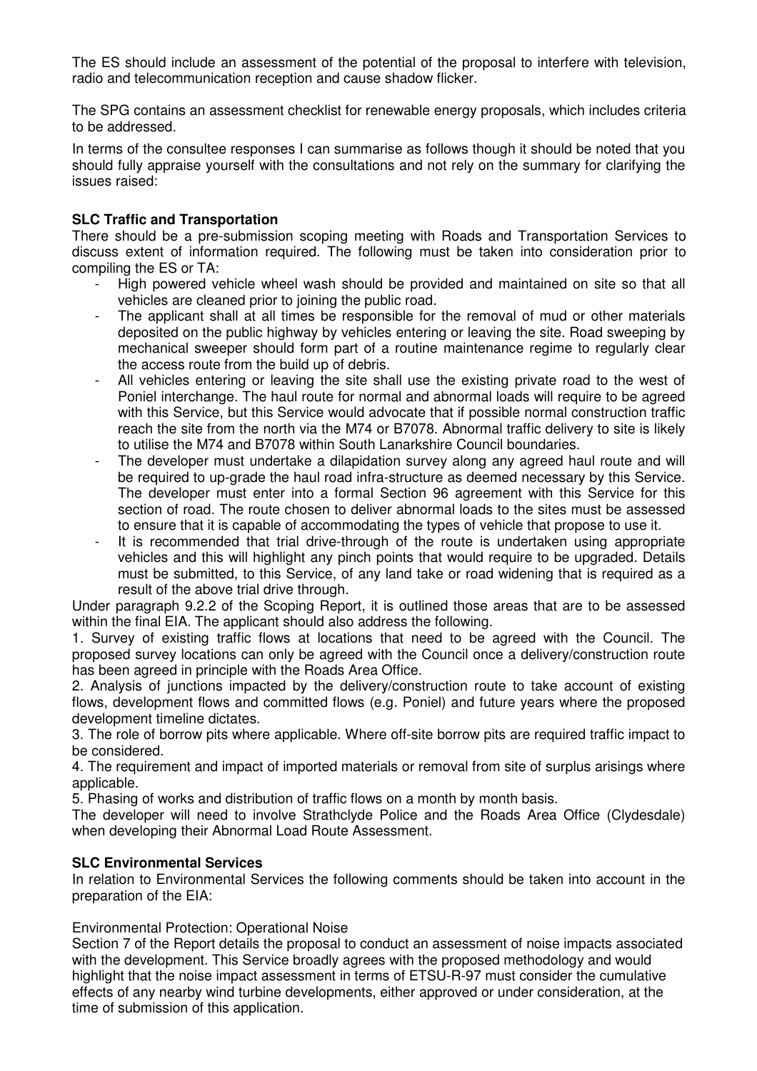The ES should include an assessment of the potential of the proposal to interfere with television, radio and telecommunication reception and cause shadow flicker.

The SPG contains an assessment checklist for renewable energy proposals, which includes criteria to be addressed.

In terms of the consultee responses I can summarise as follows though it should be noted that you should fully appraise yourself with the consultations and not rely on the summary for clarifying the issues raised:

**SLC Traffic and Transportation**

There should be a pre-submission scoping meeting with Roads and Transportation Services to discuss extent of information required. The following must be taken into consideration prior to compiling the ES or TA:

- High powered vehicle wheel wash should be provided and maintained on site so that all vehicles are cleaned prior to joining the public road.
- The applicant shall at all times be responsible for the removal of mud or other materials deposited on the public highway by vehicles entering or leaving the site. Road sweeping by mechanical sweeper should form part of a routine maintenance regime to regularly clear the access route from the build up of debris.
- All vehicles entering or leaving the site shall use the existing private road to the west of Poniel interchange. The haul route for normal and abnormal loads will require to be agreed with this Service, but this Service would advocate that if possible normal construction traffic reach the site from the north via the M74 or B7078. Abnormal traffic delivery to site is likely to utilise the M74 and B7078 within South Lanarkshire Council boundaries.
- The developer must undertake a dilapidation survey along any agreed haul route and will be required to up-grade the haul road infra-structure as deemed necessary by this Service. The developer must enter into a formal Section 96 agreement with this Service for this section of road. The route chosen to deliver abnormal loads to the sites must be assessed to ensure that it is capable of accommodating the types of vehicle that propose to use it.
- It is recommended that trial drive-through of the route is undertaken using appropriate vehicles and this will highlight any pinch points that would require to be upgraded. Details must be submitted, to this Service, of any land take or road widening that is required as a result of the above trial drive through.

Under paragraph 9.2.2 of the Scoping Report, it is outlined those areas that are to be assessed within the final EIA. The applicant should also address the following.

1. Survey of existing traffic flows at locations that need to be agreed with the Council. The proposed survey locations can only be agreed with the Council once a delivery/construction route has been agreed in principle with the Roads Area Office.
2. Analysis of junctions impacted by the delivery/construction route to take account of existing flows, development flows and committed flows (e.g. Poniel) and future years where the proposed development timeline dictates.
3. The role of borrow pits where applicable. Where off-site borrow pits are required traffic impact to be considered.
4. The requirement and impact of imported materials or removal from site of surplus arisings where applicable.
5. Phasing of works and distribution of traffic flows on a month by month basis.

The developer will need to involve Strathclyde Police and the Roads Area Office (Clydesdale) when developing their Abnormal Load Route Assessment.

**SLC Environmental Services**

In relation to Environmental Services the following comments should be taken into account in the preparation of the EIA:

Environmental Protection: Operational Noise

Section 7 of the Report details the proposal to conduct an assessment of noise impacts associated with the development. This Service broadly agrees with the proposed methodology and would highlight that the noise impact assessment in terms of ETSU-R-97 must consider the cumulative effects of any nearby wind turbine developments, either approved or under consideration, at the time of submission of this application.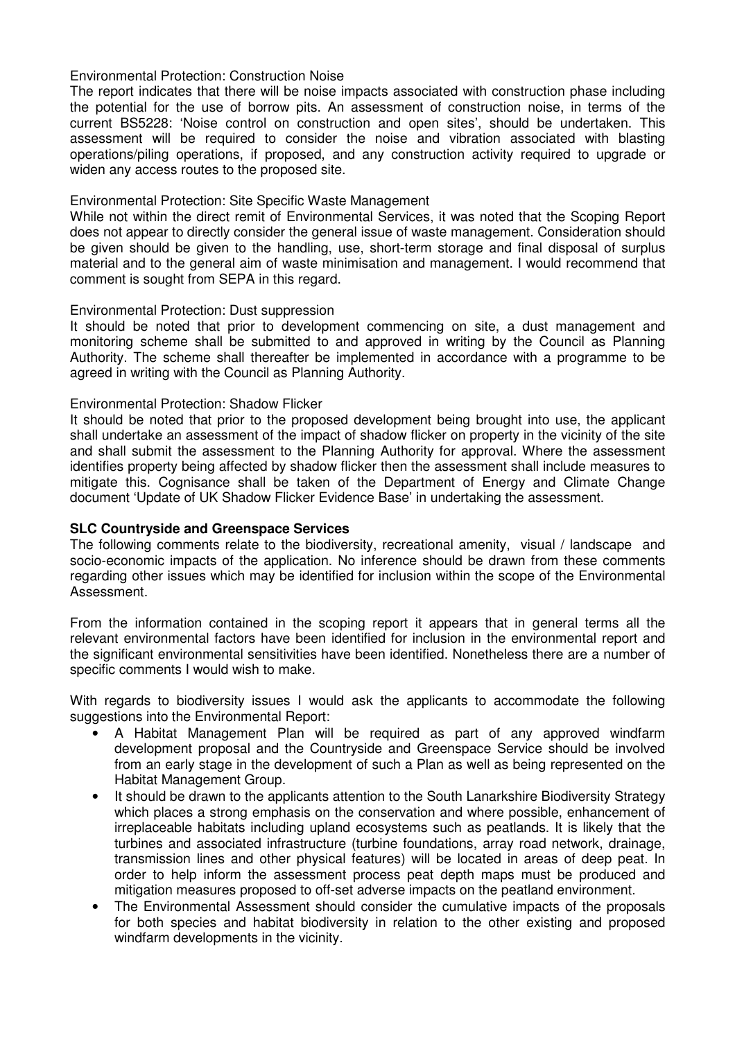Environmental Protection: Construction Noise

The report indicates that there will be noise impacts associated with construction phase including the potential for the use of borrow pits. An assessment of construction noise, in terms of the current BS5228: 'Noise control on construction and open sites', should be undertaken. This assessment will be required to consider the noise and vibration associated with blasting operations/piling operations, if proposed, and any construction activity required to upgrade or widen any access routes to the proposed site.

Environmental Protection: Site Specific Waste Management

While not within the direct remit of Environmental Services, it was noted that the Scoping Report does not appear to directly consider the general issue of waste management. Consideration should be given should be given to the handling, use, short-term storage and final disposal of surplus material and to the general aim of waste minimisation and management. I would recommend that comment is sought from SEPA in this regard.

Environmental Protection: Dust suppression

It should be noted that prior to development commencing on site, a dust management and monitoring scheme shall be submitted to and approved in writing by the Council as Planning Authority. The scheme shall thereafter be implemented in accordance with a programme to be agreed in writing with the Council as Planning Authority.

Environmental Protection: Shadow Flicker

It should be noted that prior to the proposed development being brought into use, the applicant shall undertake an assessment of the impact of shadow flicker on property in the vicinity of the site and shall submit the assessment to the Planning Authority for approval. Where the assessment identifies property being affected by shadow flicker then the assessment shall include measures to mitigate this. Cognisance shall be taken of the Department of Energy and Climate Change document 'Update of UK Shadow Flicker Evidence Base' in undertaking the assessment.

**SLC Countryside and Greenspace Services**

The following comments relate to the biodiversity, recreational amenity, visual / landscape and socio-economic impacts of the application. No inference should be drawn from these comments regarding other issues which may be identified for inclusion within the scope of the Environmental Assessment.

From the information contained in the scoping report it appears that in general terms all the relevant environmental factors have been identified for inclusion in the environmental report and the significant environmental sensitivities have been identified. Nonetheless there are a number of specific comments I would wish to make.

With regards to biodiversity issues I would ask the applicants to accommodate the following suggestions into the Environmental Report:

- A Habitat Management Plan will be required as part of any approved windfarm development proposal and the Countryside and Greenspace Service should be involved from an early stage in the development of such a Plan as well as being represented on the Habitat Management Group.
- It should be drawn to the applicants attention to the South Lanarkshire Biodiversity Strategy which places a strong emphasis on the conservation and where possible, enhancement of irreplaceable habitats including upland ecosystems such as peatlands. It is likely that the turbines and associated infrastructure (turbine foundations, array road network, drainage, transmission lines and other physical features) will be located in areas of deep peat. In order to help inform the assessment process peat depth maps must be produced and mitigation measures proposed to off-set adverse impacts on the peatland environment.
- The Environmental Assessment should consider the cumulative impacts of the proposals for both species and habitat biodiversity in relation to the other existing and proposed windfarm developments in the vicinity.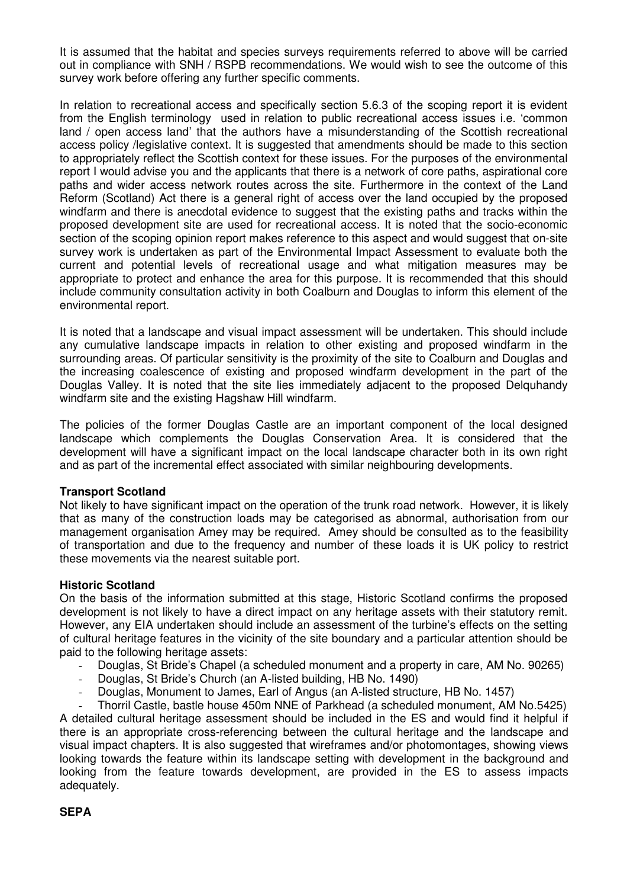It is assumed that the habitat and species surveys requirements referred to above will be carried out in compliance with SNH / RSPB recommendations. We would wish to see the outcome of this survey work before offering any further specific comments.

In relation to recreational access and specifically section 5.6.3 of the scoping report it is evident from the English terminology used in relation to public recreational access issues i.e. 'common land / open access land' that the authors have a misunderstanding of the Scottish recreational access policy /legislative context. It is suggested that amendments should be made to this section to appropriately reflect the Scottish context for these issues. For the purposes of the environmental report I would advise you and the applicants that there is a network of core paths, aspirational core paths and wider access network routes across the site. Furthermore in the context of the Land Reform (Scotland) Act there is a general right of access over the land occupied by the proposed windfarm and there is anecdotal evidence to suggest that the existing paths and tracks within the proposed development site are used for recreational access. It is noted that the socio-economic section of the scoping opinion report makes reference to this aspect and would suggest that on-site survey work is undertaken as part of the Environmental Impact Assessment to evaluate both the current and potential levels of recreational usage and what mitigation measures may be appropriate to protect and enhance the area for this purpose. It is recommended that this should include community consultation activity in both Coalburn and Douglas to inform this element of the environmental report.

It is noted that a landscape and visual impact assessment will be undertaken. This should include any cumulative landscape impacts in relation to other existing and proposed windfarm in the surrounding areas. Of particular sensitivity is the proximity of the site to Coalburn and Douglas and the increasing coalescence of existing and proposed windfarm development in the part of the Douglas Valley. It is noted that the site lies immediately adjacent to the proposed Delquhandy windfarm site and the existing Hagshaw Hill windfarm.

The policies of the former Douglas Castle are an important component of the local designed landscape which complements the Douglas Conservation Area. It is considered that the development will have a significant impact on the local landscape character both in its own right and as part of the incremental effect associated with similar neighbouring developments.

**Transport Scotland**

Not likely to have significant impact on the operation of the trunk road network. However, it is likely that as many of the construction loads may be categorised as abnormal, authorisation from our management organisation Amey may be required. Amey should be consulted as to the feasibility of transportation and due to the frequency and number of these loads it is UK policy to restrict these movements via the nearest suitable port.

**Historic Scotland**

On the basis of the information submitted at this stage, Historic Scotland confirms the proposed development is not likely to have a direct impact on any heritage assets with their statutory remit. However, any EIA undertaken should include an assessment of the turbine's effects on the setting of cultural heritage features in the vicinity of the site boundary and a particular attention should be paid to the following heritage assets:

- Douglas, St Bride's Chapel (a scheduled monument and a property in care, AM No. 90265)
- Douglas, St Bride's Church (an A-listed building, HB No. 1490)
- Douglas, Monument to James, Earl of Angus (an A-listed structure, HB No. 1457)
- Thorril Castle, bastle house 450m NNE of Parkhead (a scheduled monument, AM No.5425)

A detailed cultural heritage assessment should be included in the ES and would find it helpful if there is an appropriate cross-referencing between the cultural heritage and the landscape and visual impact chapters. It is also suggested that wireframes and/or photomontages, showing views looking towards the feature within its landscape setting with development in the background and looking from the feature towards development, are provided in the ES to assess impacts adequately.

**SEPA**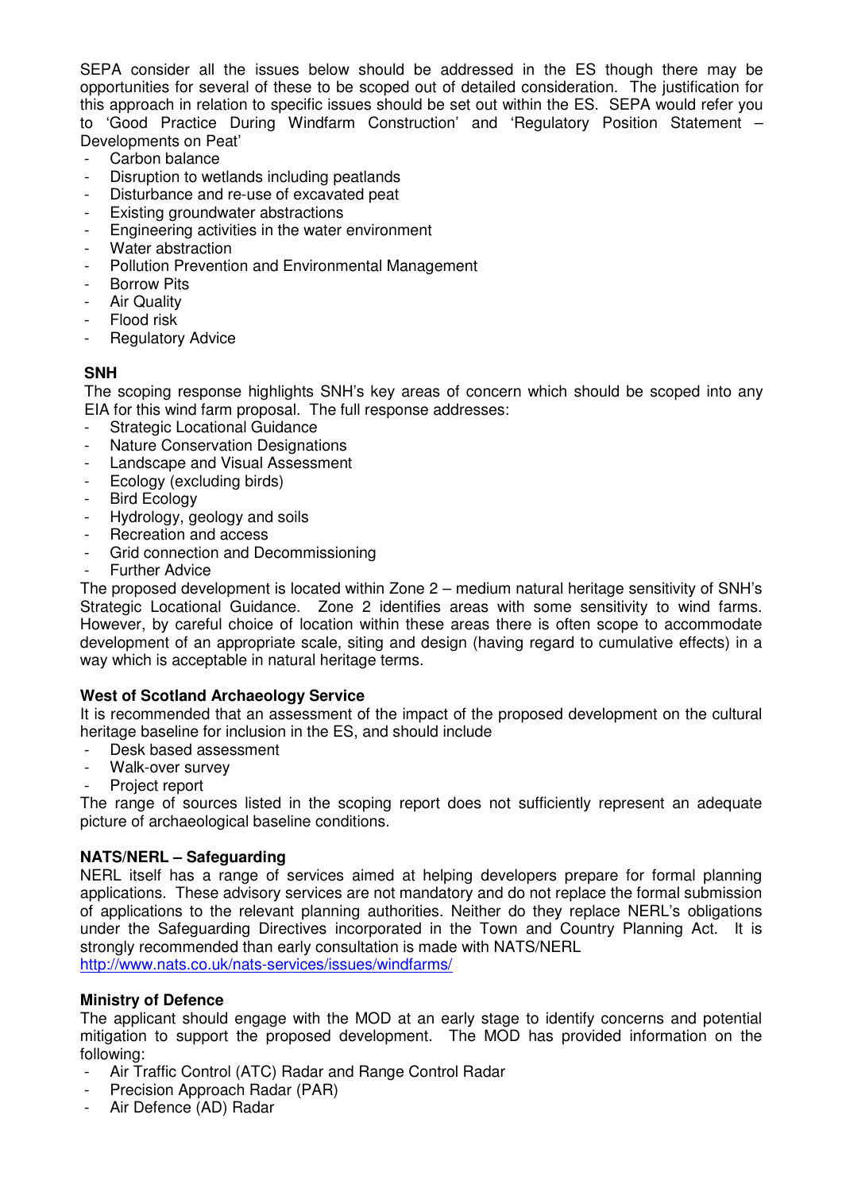SEPA consider all the issues below should be addressed in the ES though there may be opportunities for several of these to be scoped out of detailed consideration. The justification for this approach in relation to specific issues should be set out within the ES. SEPA would refer you to 'Good Practice During Windfarm Construction' and 'Regulatory Position Statement – Developments on Peat'

- Carbon balance
- Disruption to wetlands including peatlands
- Disturbance and re-use of excavated peat
- Existing groundwater abstractions
- Engineering activities in the water environment
- Water abstraction
- Pollution Prevention and Environmental Management
- Borrow Pits
- Air Quality
- Flood risk
- Regulatory Advice

**SNH**

The scoping response highlights SNH's key areas of concern which should be scoped into any EIA for this wind farm proposal. The full response addresses:

- Strategic Locational Guidance
- Nature Conservation Designations
- Landscape and Visual Assessment
- Ecology (excluding birds)
- Bird Ecology
- Hydrology, geology and soils
- Recreation and access
- Grid connection and Decommissioning
- Further Advice

The proposed development is located within Zone 2 – medium natural heritage sensitivity of SNH's Strategic Locational Guidance. Zone 2 identifies areas with some sensitivity to wind farms. However, by careful choice of location within these areas there is often scope to accommodate development of an appropriate scale, siting and design (having regard to cumulative effects) in a way which is acceptable in natural heritage terms.

**West of Scotland Archaeology Service**

It is recommended that an assessment of the impact of the proposed development on the cultural heritage baseline for inclusion in the ES, and should include

- Desk based assessment
- Walk-over survey
- Project report

The range of sources listed in the scoping report does not sufficiently represent an adequate picture of archaeological baseline conditions.

**NATS/NERL – Safeguarding**

NERL itself has a range of services aimed at helping developers prepare for formal planning applications. These advisory services are not mandatory and do not replace the formal submission of applications to the relevant planning authorities. Neither do they replace NERL's obligations under the Safeguarding Directives incorporated in the Town and Country Planning Act. It is strongly recommended than early consultation is made with NATS/NERL
http://www.nats.co.uk/nats-services/issues/windfarms/

**Ministry of Defence**

The applicant should engage with the MOD at an early stage to identify concerns and potential mitigation to support the proposed development. The MOD has provided information on the following:

- Air Traffic Control (ATC) Radar and Range Control Radar
- Precision Approach Radar (PAR)
- Air Defence (AD) Radar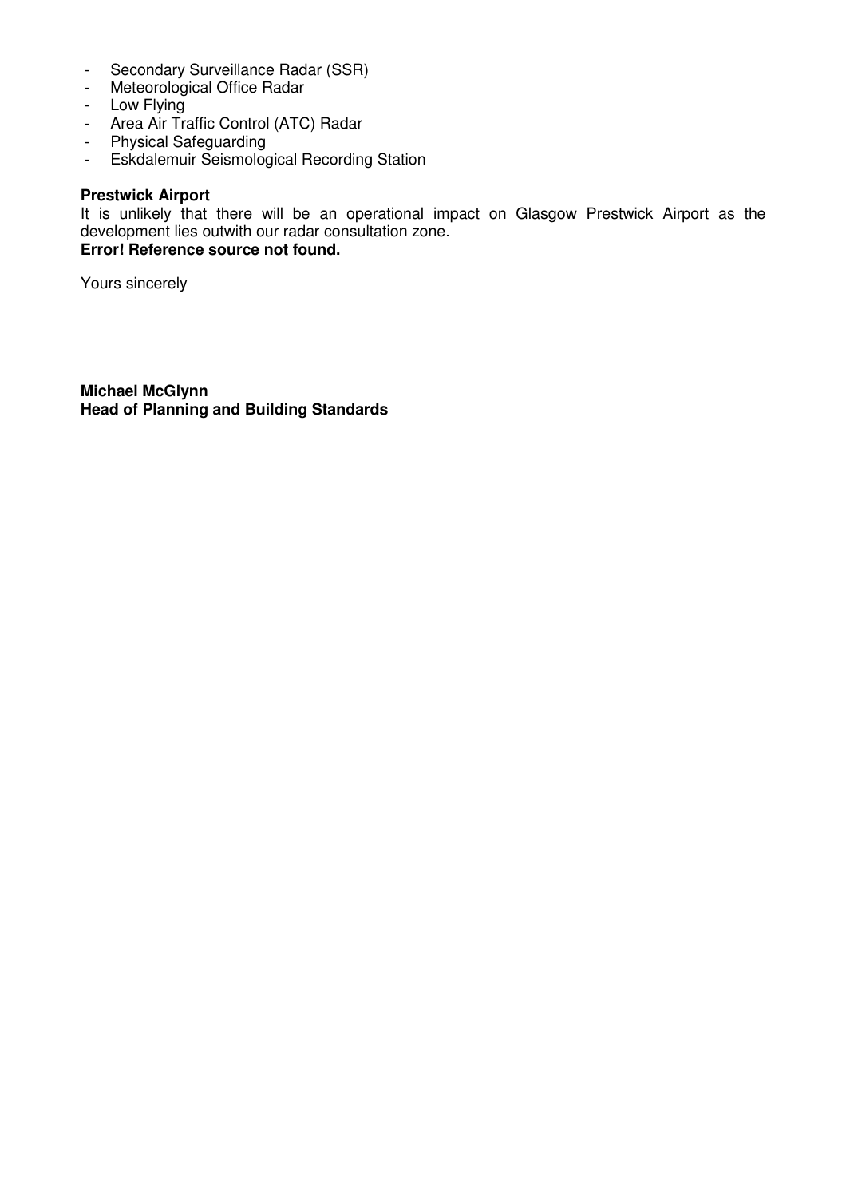- Secondary Surveillance Radar (SSR)
- Meteorological Office Radar
- Low Flying
- Area Air Traffic Control (ATC) Radar
- Physical Safeguarding
- Eskdalemuir Seismological Recording Station

**Prestwick Airport**
It is unlikely that there will be an operational impact on Glasgow Prestwick Airport as the development lies outwith our radar consultation zone.
**Error! Reference source not found.**

Yours sincerely

**Michael McGlynn**
**Head of Planning and Building Standards**